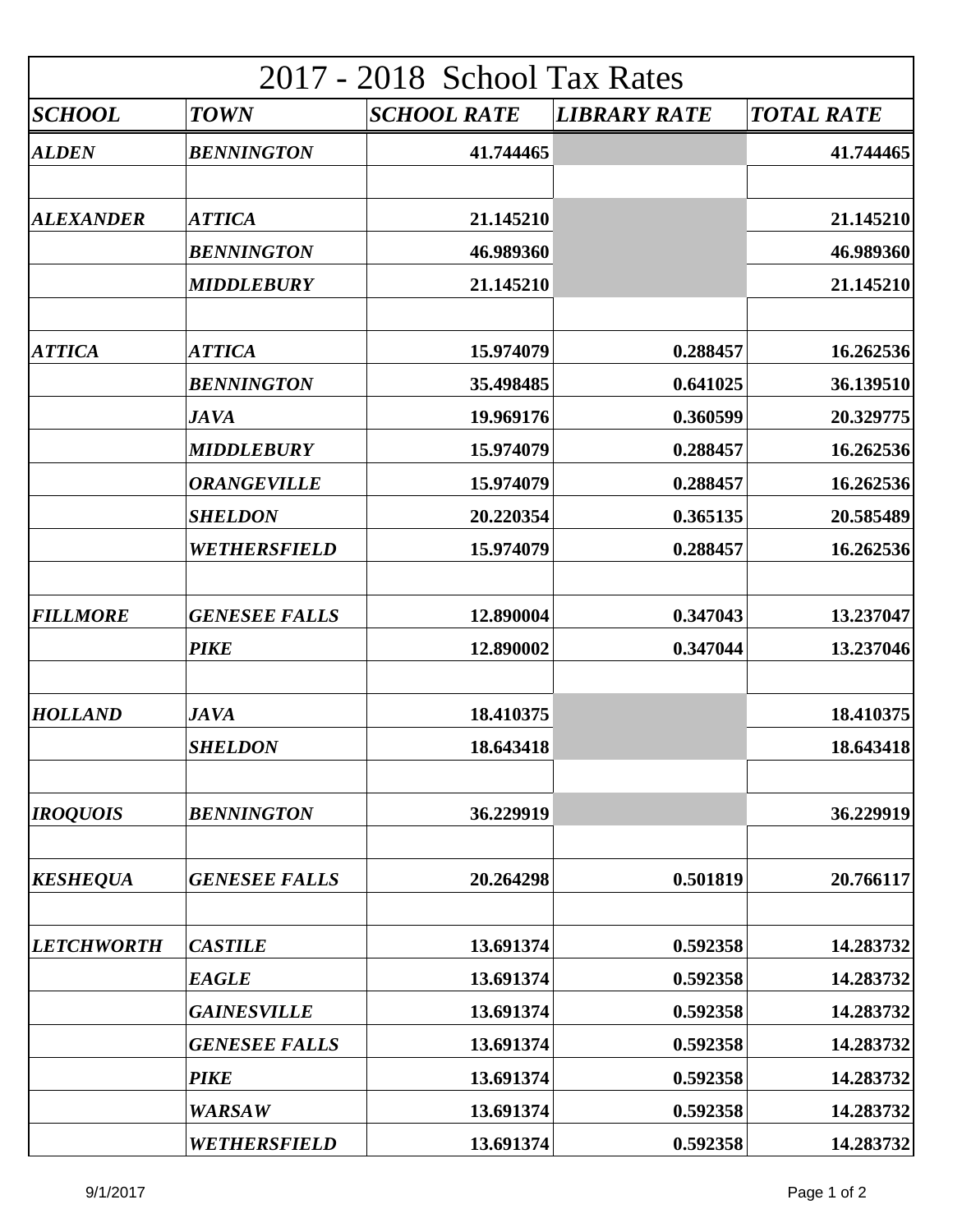# 2017 - 2018 School Tax Rates

| SCHOOL | TOWN | SCHOOL RATE | LIBRARY RATE | TOTAL RATE |
|---|---|---|---|---|
| ***ALDEN*** | ***BENNINGTON*** | **41.744465** | | **41.744465** |
| | | | | |
| ***ALEXANDER*** | ***ATTICA*** | **21.145210** | | **21.145210** |
| | ***BENNINGTON*** | **46.989360** | | **46.989360** |
| | ***MIDDLEBURY*** | **21.145210** | | **21.145210** |
| | | | | |
| ***ATTICA*** | ***ATTICA*** | **15.974079** | **0.288457** | **16.262536** |
| | ***BENNINGTON*** | **35.498485** | **0.641025** | **36.139510** |
| | ***JAVA*** | **19.969176** | **0.360599** | **20.329775** |
| | ***MIDDLEBURY*** | **15.974079** | **0.288457** | **16.262536** |
| | ***ORANGEVILLE*** | **15.974079** | **0.288457** | **16.262536** |
| | ***SHELDON*** | **20.220354** | **0.365135** | **20.585489** |
| | ***WETHERSFIELD*** | **15.974079** | **0.288457** | **16.262536** |
| | | | | |
| ***FILLMORE*** | ***GENESEE FALLS*** | **12.890004** | **0.347043** | **13.237047** |
| | ***PIKE*** | **12.890002** | **0.347044** | **13.237046** |
| | | | | |
| ***HOLLAND*** | ***JAVA*** | **18.410375** | | **18.410375** |
| | ***SHELDON*** | **18.643418** | | **18.643418** |
| | | | | |
| ***IROQUOIS*** | ***BENNINGTON*** | **36.229919** | | **36.229919** |
| | | | | |
| ***KESHEQUA*** | ***GENESEE FALLS*** | **20.264298** | **0.501819** | **20.766117** |
| | | | | |
| ***LETCHWORTH*** | ***CASTILE*** | **13.691374** | **0.592358** | **14.283732** |
| | ***EAGLE*** | **13.691374** | **0.592358** | **14.283732** |
| | ***GAINESVILLE*** | **13.691374** | **0.592358** | **14.283732** |
| | ***GENESEE FALLS*** | **13.691374** | **0.592358** | **14.283732** |
| | ***PIKE*** | **13.691374** | **0.592358** | **14.283732** |
| | ***WARSAW*** | **13.691374** | **0.592358** | **14.283732** |
| | ***WETHERSFIELD*** | **13.691374** | **0.592358** | **14.283732** |

9/1/2017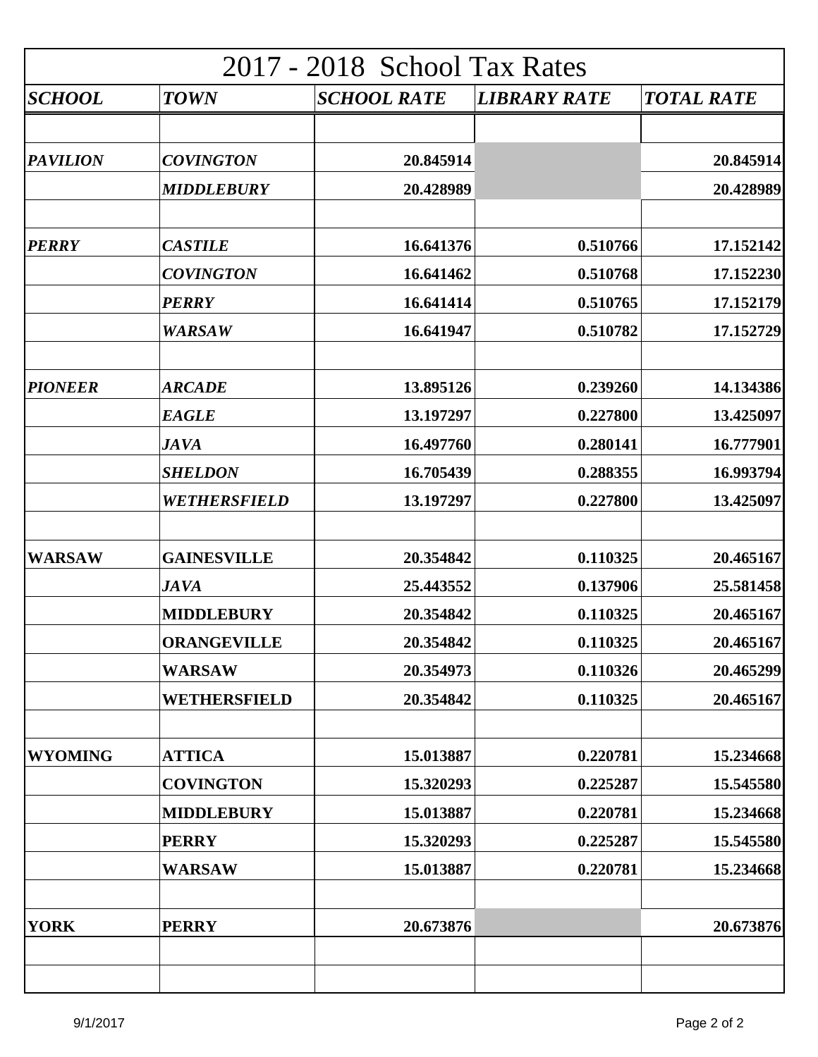# 2017 - 2018 School Tax Rates

| *SCHOOL* | *TOWN* | *SCHOOL RATE* | *LIBRARY RATE* | *TOTAL RATE* |
|---|---|---|---|---|
| | | | | |
| ***PAVILION*** | ***COVINGTON*** | **20.845914** | | **20.845914** |
| | ***MIDDLEBURY*** | **20.428989** | | **20.428989** |
| | | | | |
| ***PERRY*** | ***CASTILE*** | **16.641376** | **0.510766** | **17.152142** |
| | ***COVINGTON*** | **16.641462** | **0.510768** | **17.152230** |
| | ***PERRY*** | **16.641414** | **0.510765** | **17.152179** |
| | ***WARSAW*** | **16.641947** | **0.510782** | **17.152729** |
| | | | | |
| ***PIONEER*** | ***ARCADE*** | **13.895126** | **0.239260** | **14.134386** |
| | ***EAGLE*** | **13.197297** | **0.227800** | **13.425097** |
| | ***JAVA*** | **16.497760** | **0.280141** | **16.777901** |
| | ***SHELDON*** | **16.705439** | **0.288355** | **16.993794** |
| | ***WETHERSFIELD*** | **13.197297** | **0.227800** | **13.425097** |
| | | | | |
| **WARSAW** | **GAINESVILLE** | **20.354842** | **0.110325** | **20.465167** |
| | ***JAVA*** | **25.443552** | **0.137906** | **25.581458** |
| | **MIDDLEBURY** | **20.354842** | **0.110325** | **20.465167** |
| | **ORANGEVILLE** | **20.354842** | **0.110325** | **20.465167** |
| | **WARSAW** | **20.354973** | **0.110326** | **20.465299** |
| | **WETHERSFIELD** | **20.354842** | **0.110325** | **20.465167** |
| | | | | |
| **WYOMING** | **ATTICA** | **15.013887** | **0.220781** | **15.234668** |
| | **COVINGTON** | **15.320293** | **0.225287** | **15.545580** |
| | **MIDDLEBURY** | **15.013887** | **0.220781** | **15.234668** |
| | **PERRY** | **15.320293** | **0.225287** | **15.545580** |
| | **WARSAW** | **15.013887** | **0.220781** | **15.234668** |
| | | | | |
| **YORK** | **PERRY** | **20.673876** | | **20.673876** |
| | | | | |
| | | | | |

9/1/2017